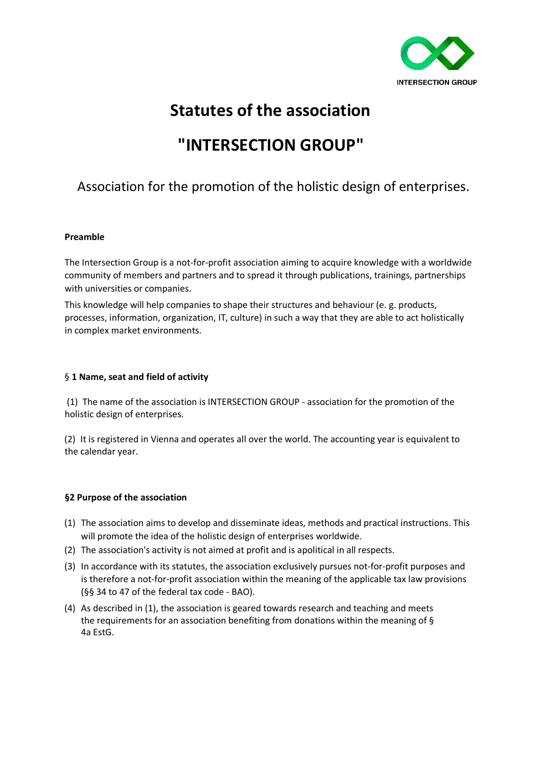INTERSECTION GROUP

# Statutes of the association

# "INTERSECTION GROUP"

## Association for the promotion of the holistic design of enterprises.

**Preamble**

The Intersection Group is a not-for-profit association aiming to acquire knowledge with a worldwide community of members and partners and to spread it through publications, trainings, partnerships with universities or companies.

This knowledge will help companies to shape their structures and behaviour (e. g. products, processes, information, organization, IT, culture) in such a way that they are able to act holistically in complex market environments.

### § 1 Name, seat and field of activity

(1) The name of the association is INTERSECTION GROUP - association for the promotion of the holistic design of enterprises.

(2) It is registered in Vienna and operates all over the world. The accounting year is equivalent to the calendar year.

### §2 Purpose of the association

(1) The association aims to develop and disseminate ideas, methods and practical instructions. This will promote the idea of the holistic design of enterprises worldwide.

(2) The association's activity is not aimed at profit and is apolitical in all respects.

(3) In accordance with its statutes, the association exclusively pursues not-for-profit purposes and is therefore a not-for-profit association within the meaning of the applicable tax law provisions (§§ 34 to 47 of the federal tax code - BAO).

(4) As described in (1), the association is geared towards research and teaching and meets the requirements for an association benefiting from donations within the meaning of § 4a EstG.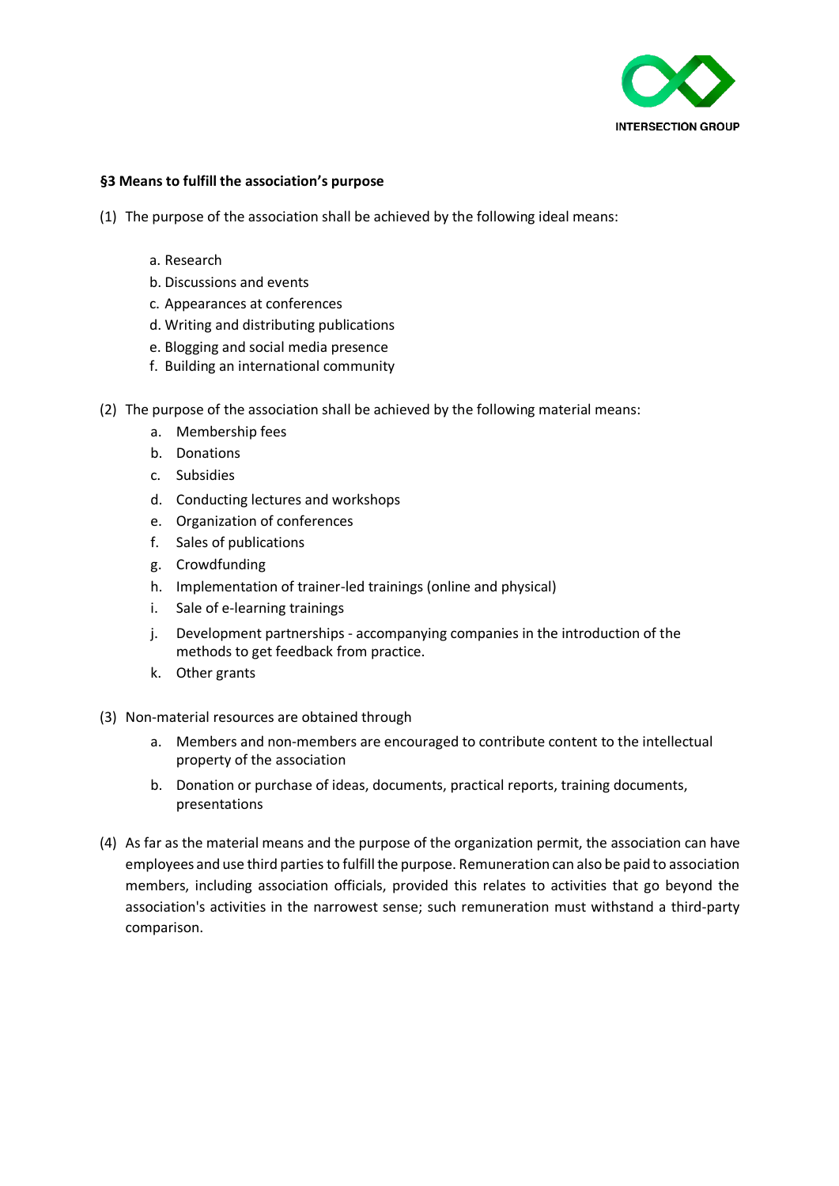### §3 Means to fulfill the association's purpose

(1) The purpose of the association shall be achieved by the following ideal means:

a. Research
b. Discussions and events
c. Appearances at conferences
d. Writing and distributing publications
e. Blogging and social media presence
f. Building an international community

(2) The purpose of the association shall be achieved by the following material means:

a. Membership fees
b. Donations
c. Subsidies
d. Conducting lectures and workshops
e. Organization of conferences
f. Sales of publications
g. Crowdfunding
h. Implementation of trainer-led trainings (online and physical)
i. Sale of e-learning trainings
j. Development partnerships - accompanying companies in the introduction of the methods to get feedback from practice.
k. Other grants

(3) Non-material resources are obtained through

a. Members and non-members are encouraged to contribute content to the intellectual property of the association
b. Donation or purchase of ideas, documents, practical reports, training documents, presentations

(4) As far as the material means and the purpose of the organization permit, the association can have employees and use third parties to fulfill the purpose. Remuneration can also be paid to association members, including association officials, provided this relates to activities that go beyond the association's activities in the narrowest sense; such remuneration must withstand a third-party comparison.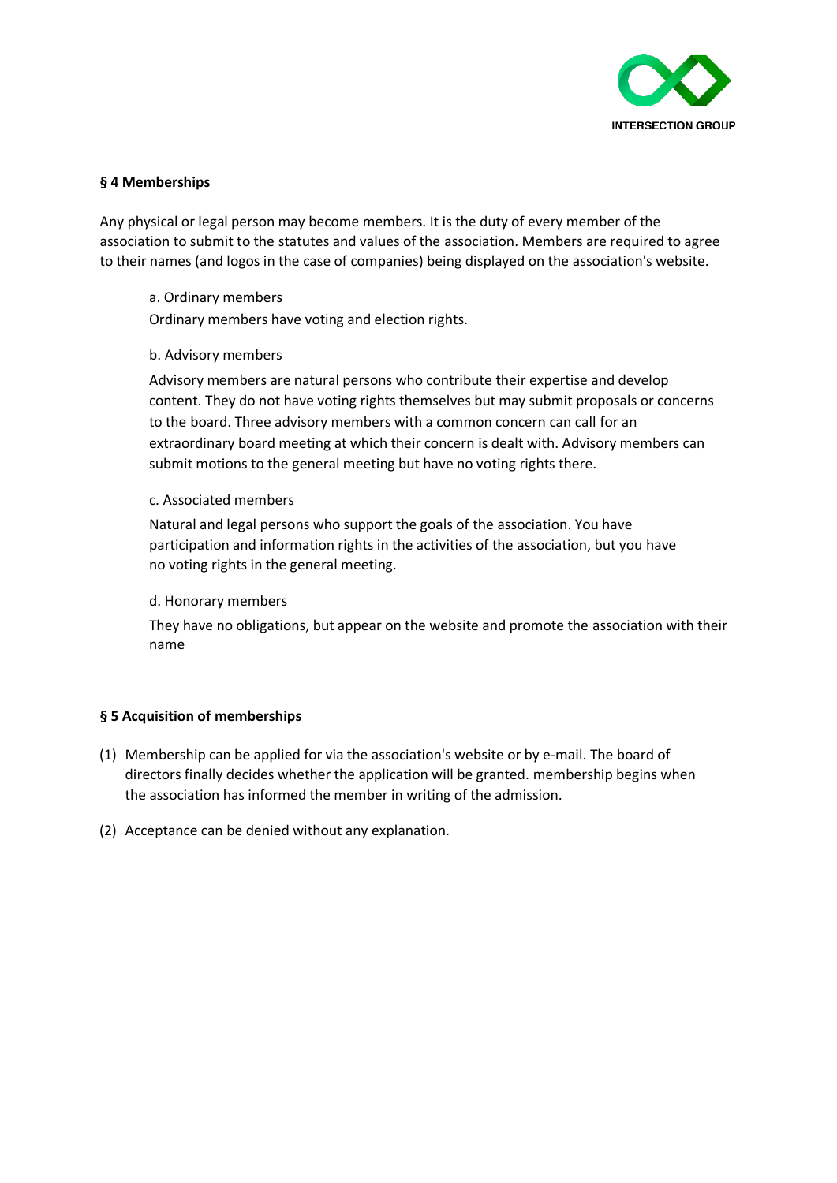**§ 4 Memberships**

Any physical or legal person may become members. It is the duty of every member of the association to submit to the statutes and values of the association. Members are required to agree to their names (and logos in the case of companies) being displayed on the association's website.

a. Ordinary members

Ordinary members have voting and election rights.

b. Advisory members

Advisory members are natural persons who contribute their expertise and develop content. They do not have voting rights themselves but may submit proposals or concerns to the board. Three advisory members with a common concern can call for an extraordinary board meeting at which their concern is dealt with. Advisory members can submit motions to the general meeting but have no voting rights there.

c. Associated members

Natural and legal persons who support the goals of the association. You have participation and information rights in the activities of the association, but you have no voting rights in the general meeting.

d. Honorary members

They have no obligations, but appear on the website and promote the association with their name

**§ 5 Acquisition of memberships**

(1) Membership can be applied for via the association's website or by e-mail. The board of directors finally decides whether the application will be granted. membership begins when the association has informed the member in writing of the admission.

(2) Acceptance can be denied without any explanation.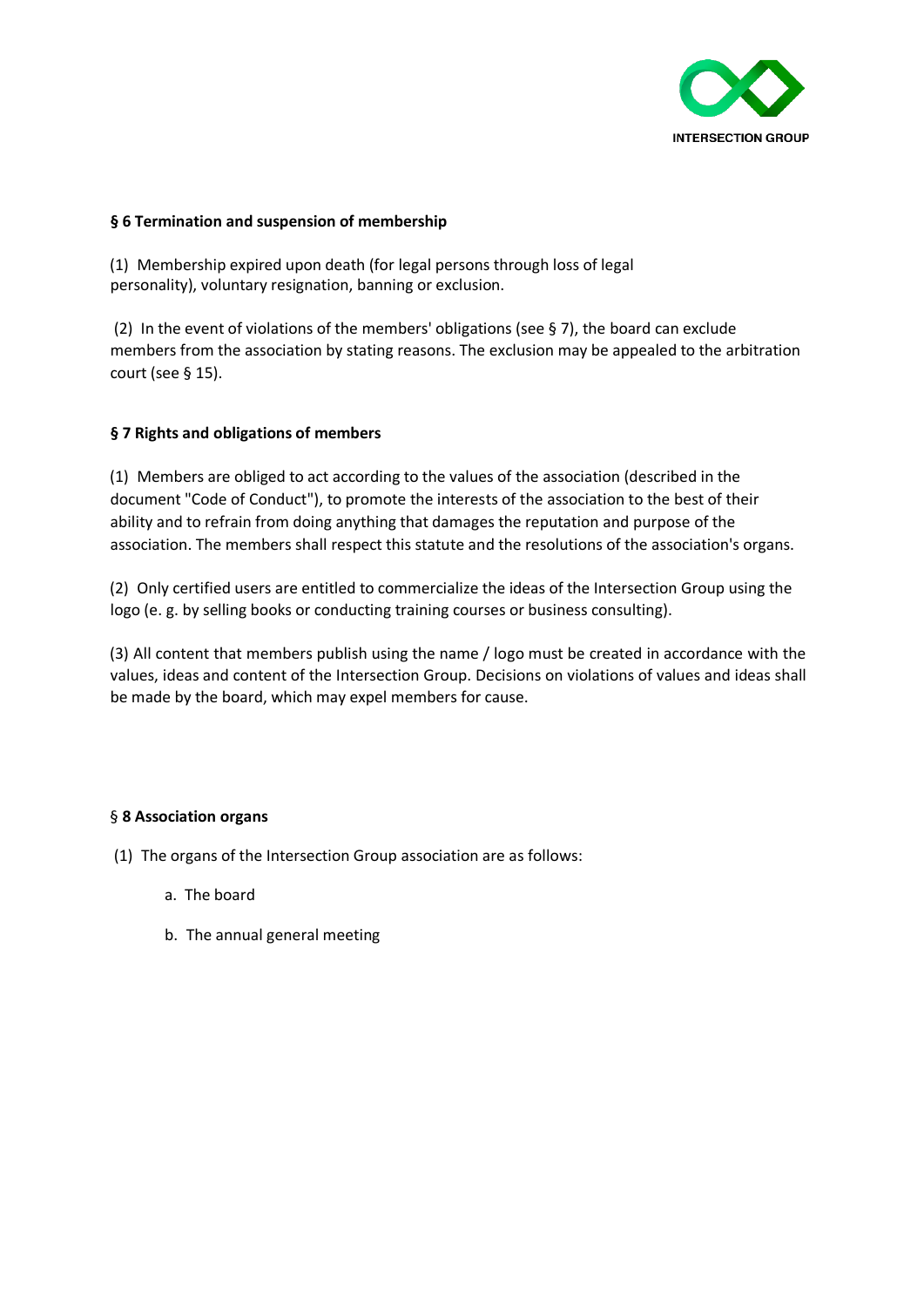**§ 6 Termination and suspension of membership**

(1) Membership expired upon death (for legal persons through loss of legal personality), voluntary resignation, banning or exclusion.

(2) In the event of violations of the members' obligations (see § 7), the board can exclude members from the association by stating reasons. The exclusion may be appealed to the arbitration court (see § 15).

**§ 7 Rights and obligations of members**

(1) Members are obliged to act according to the values of the association (described in the document "Code of Conduct"), to promote the interests of the association to the best of their ability and to refrain from doing anything that damages the reputation and purpose of the association. The members shall respect this statute and the resolutions of the association's organs.

(2) Only certified users are entitled to commercialize the ideas of the Intersection Group using the logo (e. g. by selling books or conducting training courses or business consulting).

(3) All content that members publish using the name / logo must be created in accordance with the values, ideas and content of the Intersection Group. Decisions on violations of values and ideas shall be made by the board, which may expel members for cause.

§ **8 Association organs**

(1) The organs of the Intersection Group association are as follows:

a. The board

b. The annual general meeting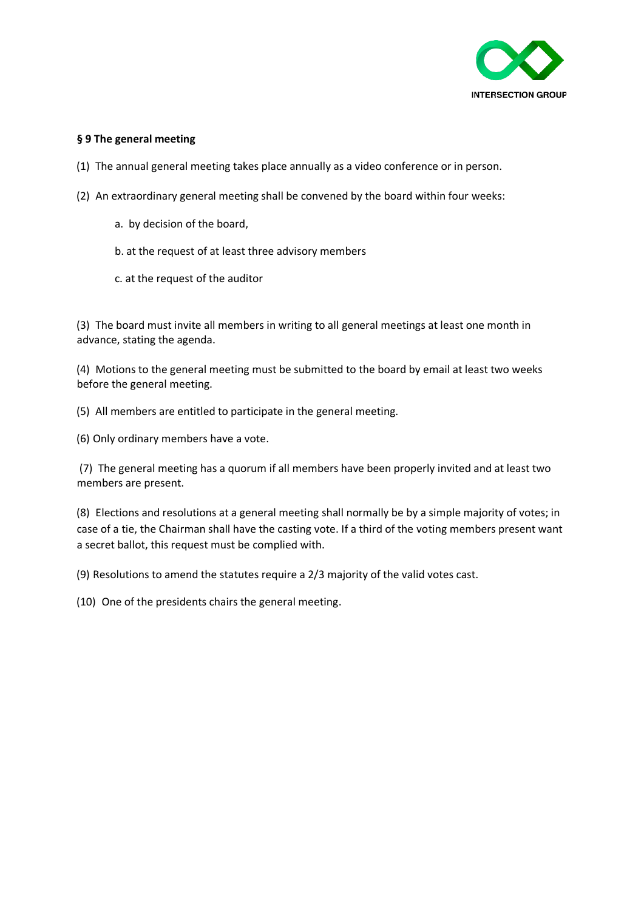**§ 9 The general meeting**

(1) The annual general meeting takes place annually as a video conference or in person.

(2) An extraordinary general meeting shall be convened by the board within four weeks:

a. by decision of the board,

b. at the request of at least three advisory members

c. at the request of the auditor

(3) The board must invite all members in writing to all general meetings at least one month in advance, stating the agenda.

(4) Motions to the general meeting must be submitted to the board by email at least two weeks before the general meeting.

(5) All members are entitled to participate in the general meeting.

(6) Only ordinary members have a vote.

(7) The general meeting has a quorum if all members have been properly invited and at least two members are present.

(8) Elections and resolutions at a general meeting shall normally be by a simple majority of votes; in case of a tie, the Chairman shall have the casting vote. If a third of the voting members present want a secret ballot, this request must be complied with.

(9) Resolutions to amend the statutes require a 2/3 majority of the valid votes cast.

(10) One of the presidents chairs the general meeting.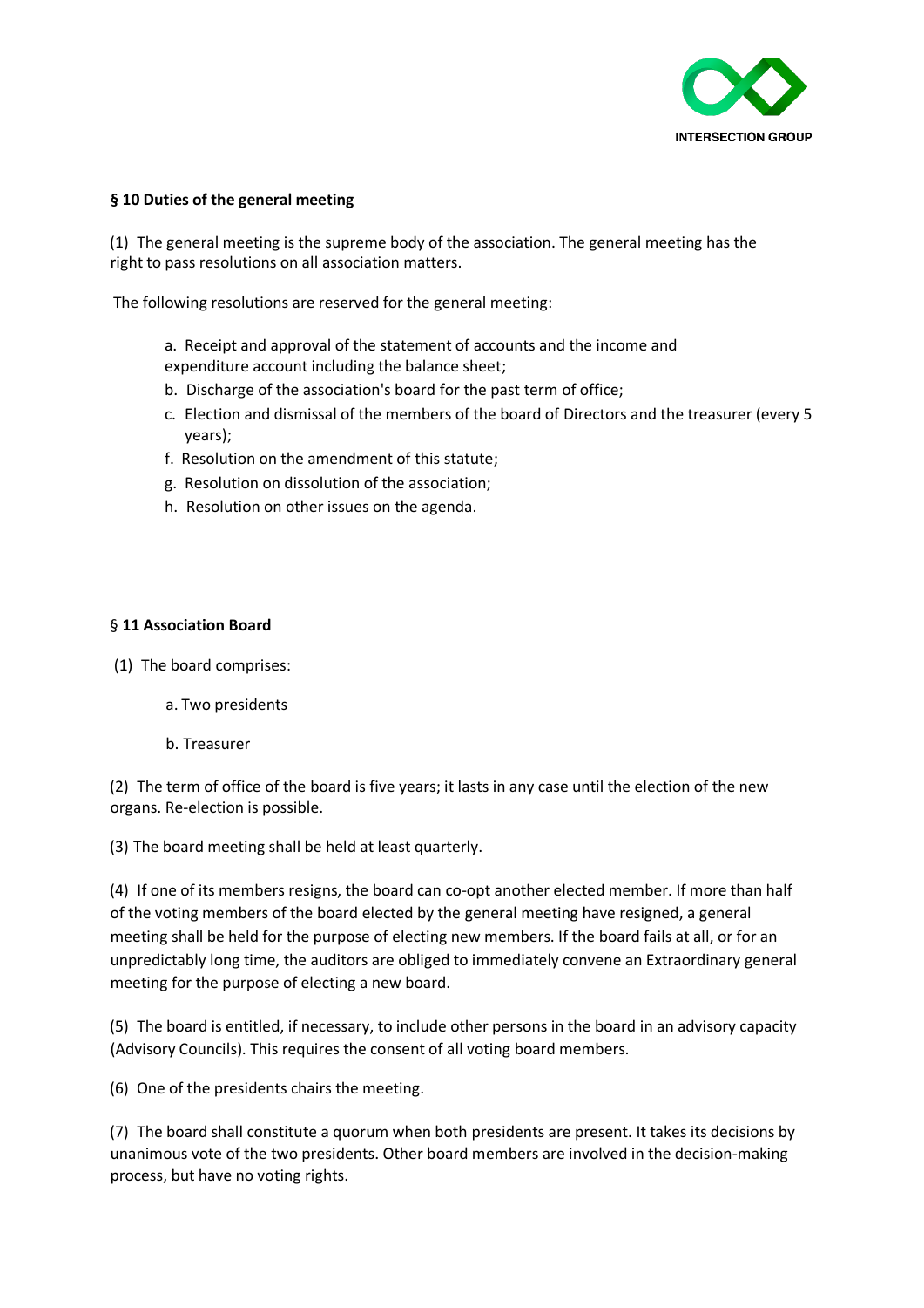**§ 10 Duties of the general meeting**

(1) The general meeting is the supreme body of the association. The general meeting has the right to pass resolutions on all association matters.

The following resolutions are reserved for the general meeting:

a. Receipt and approval of the statement of accounts and the income and expenditure account including the balance sheet;
b. Discharge of the association's board for the past term of office;
c. Election and dismissal of the members of the board of Directors and the treasurer (every 5 years);
f. Resolution on the amendment of this statute;
g. Resolution on dissolution of the association;
h. Resolution on other issues on the agenda.

§ **11 Association Board**

(1) The board comprises:

a. Two presidents

b. Treasurer

(2) The term of office of the board is five years; it lasts in any case until the election of the new organs. Re-election is possible.

(3) The board meeting shall be held at least quarterly.

(4) If one of its members resigns, the board can co-opt another elected member. If more than half of the voting members of the board elected by the general meeting have resigned, a general meeting shall be held for the purpose of electing new members. If the board fails at all, or for an unpredictably long time, the auditors are obliged to immediately convene an Extraordinary general meeting for the purpose of electing a new board.

(5) The board is entitled, if necessary, to include other persons in the board in an advisory capacity (Advisory Councils). This requires the consent of all voting board members.

(6) One of the presidents chairs the meeting.

(7) The board shall constitute a quorum when both presidents are present. It takes its decisions by unanimous vote of the two presidents. Other board members are involved in the decision-making process, but have no voting rights.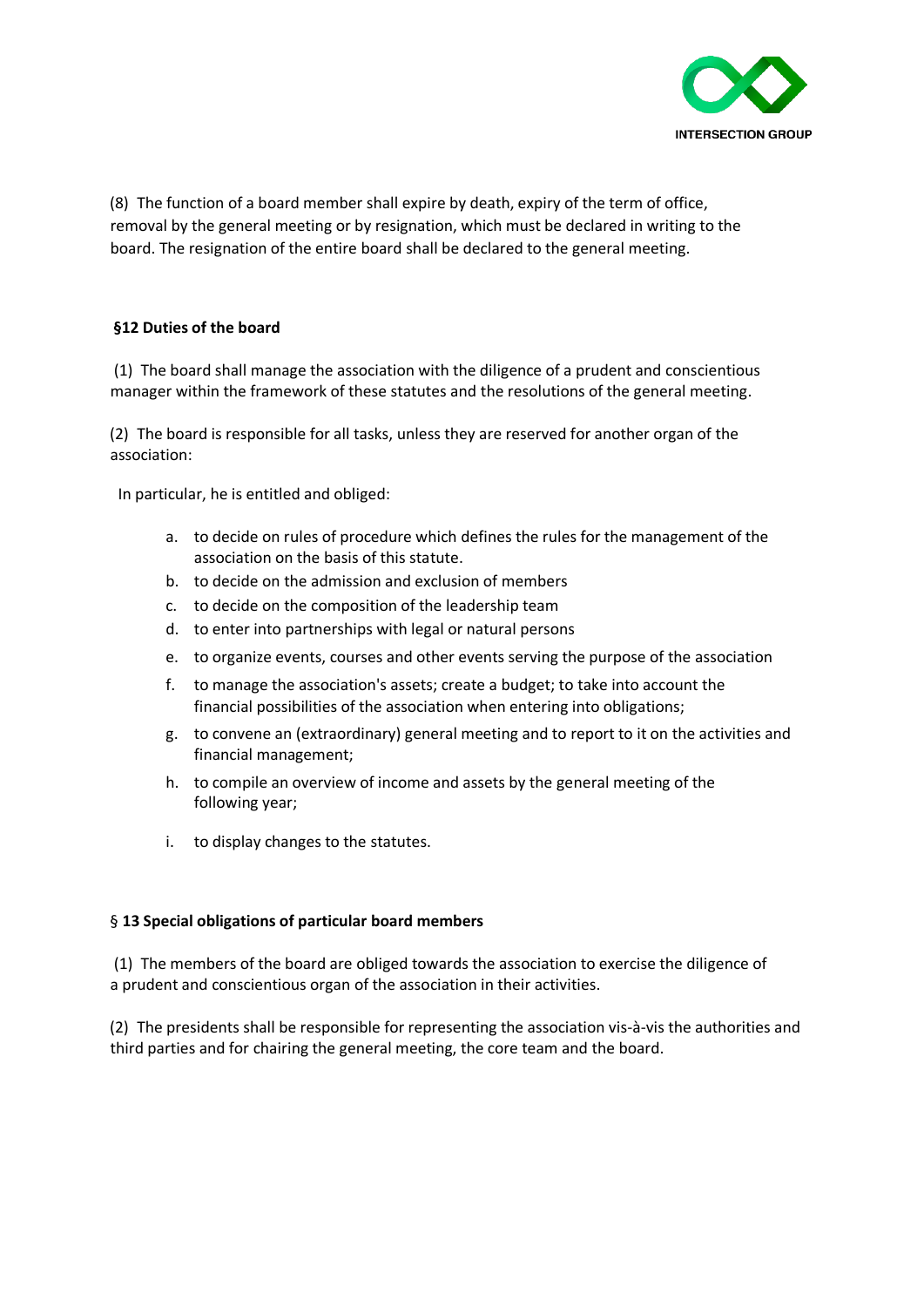(8) The function of a board member shall expire by death, expiry of the term of office, removal by the general meeting or by resignation, which must be declared in writing to the board. The resignation of the entire board shall be declared to the general meeting.

### §12 Duties of the board

(1) The board shall manage the association with the diligence of a prudent and conscientious manager within the framework of these statutes and the resolutions of the general meeting.

(2) The board is responsible for all tasks, unless they are reserved for another organ of the association:

In particular, he is entitled and obliged:

a. to decide on rules of procedure which defines the rules for the management of the association on the basis of this statute.
b. to decide on the admission and exclusion of members
c. to decide on the composition of the leadership team
d. to enter into partnerships with legal or natural persons
e. to organize events, courses and other events serving the purpose of the association
f. to manage the association's assets; create a budget; to take into account the financial possibilities of the association when entering into obligations;
g. to convene an (extraordinary) general meeting and to report to it on the activities and financial management;
h. to compile an overview of income and assets by the general meeting of the following year;
i. to display changes to the statutes.

### § 13 Special obligations of particular board members

(1) The members of the board are obliged towards the association to exercise the diligence of a prudent and conscientious organ of the association in their activities.

(2) The presidents shall be responsible for representing the association vis-à-vis the authorities and third parties and for chairing the general meeting, the core team and the board.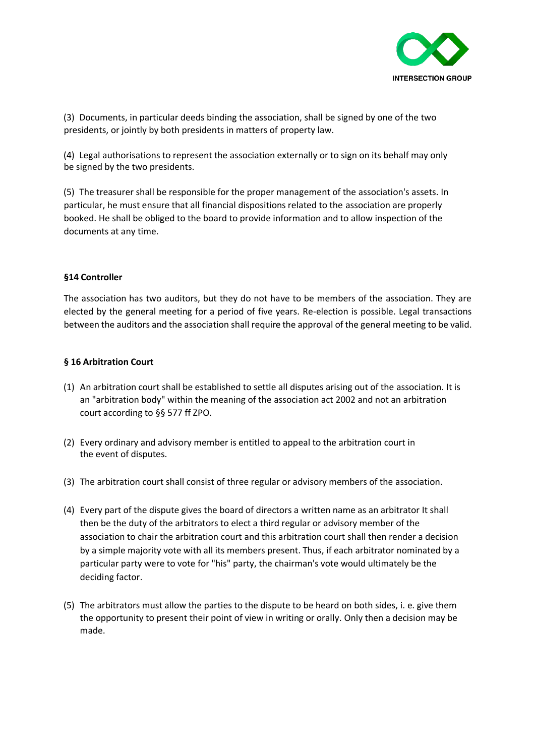(3) Documents, in particular deeds binding the association, shall be signed by one of the two presidents, or jointly by both presidents in matters of property law.

(4) Legal authorisations to represent the association externally or to sign on its behalf may only be signed by the two presidents.

(5) The treasurer shall be responsible for the proper management of the association's assets. In particular, he must ensure that all financial dispositions related to the association are properly booked. He shall be obliged to the board to provide information and to allow inspection of the documents at any time.

**§14 Controller**

The association has two auditors, but they do not have to be members of the association. They are elected by the general meeting for a period of five years. Re-election is possible. Legal transactions between the auditors and the association shall require the approval of the general meeting to be valid.

**§ 16 Arbitration Court**

(1) An arbitration court shall be established to settle all disputes arising out of the association. It is an "arbitration body" within the meaning of the association act 2002 and not an arbitration court according to §§ 577 ff ZPO.

(2) Every ordinary and advisory member is entitled to appeal to the arbitration court in the event of disputes.

(3) The arbitration court shall consist of three regular or advisory members of the association.

(4) Every part of the dispute gives the board of directors a written name as an arbitrator It shall then be the duty of the arbitrators to elect a third regular or advisory member of the association to chair the arbitration court and this arbitration court shall then render a decision by a simple majority vote with all its members present. Thus, if each arbitrator nominated by a particular party were to vote for "his" party, the chairman's vote would ultimately be the deciding factor.

(5) The arbitrators must allow the parties to the dispute to be heard on both sides, i. e. give them the opportunity to present their point of view in writing or orally. Only then a decision may be made.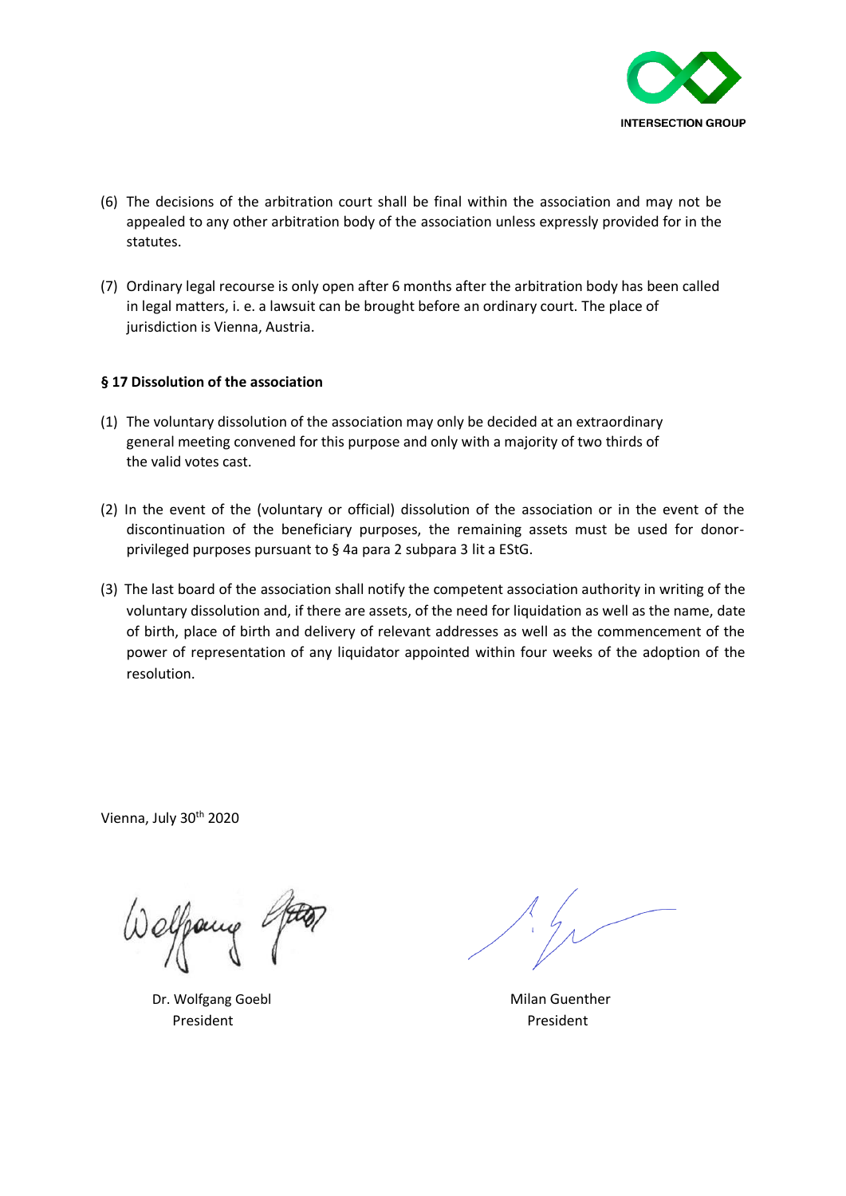(6) The decisions of the arbitration court shall be final within the association and may not be appealed to any other arbitration body of the association unless expressly provided for in the statutes.

(7) Ordinary legal recourse is only open after 6 months after the arbitration body has been called in legal matters, i. e. a lawsuit can be brought before an ordinary court. The place of jurisdiction is Vienna, Austria.

**§ 17 Dissolution of the association**

(1) The voluntary dissolution of the association may only be decided at an extraordinary general meeting convened for this purpose and only with a majority of two thirds of the valid votes cast.

(2) In the event of the (voluntary or official) dissolution of the association or in the event of the discontinuation of the beneficiary purposes, the remaining assets must be used for donor-privileged purposes pursuant to § 4a para 2 subpara 3 lit a EStG.

(3) The last board of the association shall notify the competent association authority in writing of the voluntary dissolution and, if there are assets, of the need for liquidation as well as the name, date of birth, place of birth and delivery of relevant addresses as well as the commencement of the power of representation of any liquidator appointed within four weeks of the adoption of the resolution.

Vienna, July 30th 2020

Dr. Wolfgang Goebl
President

Milan Guenther
President